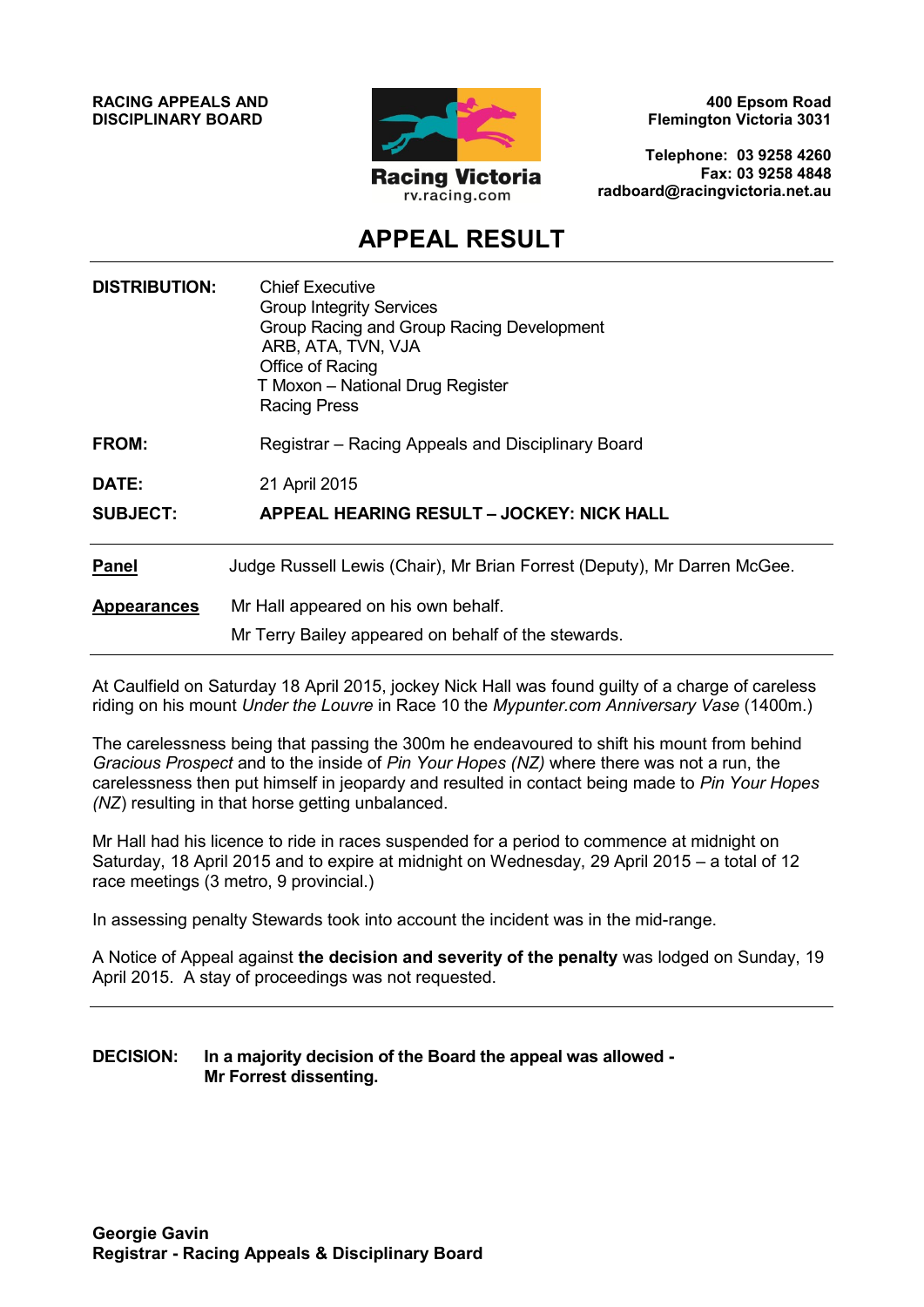**RACING APPEALS AND DISCIPLINARY BOARD**

Racing Victoria
rv.racing.com

**400 Epsom Road**
**Flemington Victoria 3031**

**Telephone: 03 9258 4260**
**Fax: 03 9258 4848**
**radboard@racingvictoria.net.au**

# APPEAL RESULT

| | |
|---|---|
| **DISTRIBUTION:** | Chief Executive<br>Group Integrity Services<br>Group Racing and Group Racing Development<br>ARB, ATA, TVN, VJA<br>Office of Racing<br>T Moxon – National Drug Register<br>Racing Press |
| **FROM:** | Registrar – Racing Appeals and Disciplinary Board |
| **DATE:** | 21 April 2015 |
| **SUBJECT:** | **APPEAL HEARING RESULT – JOCKEY: NICK HALL** |

**Panel** Judge Russell Lewis (Chair), Mr Brian Forrest (Deputy), Mr Darren McGee.

**Appearances** Mr Hall appeared on his own behalf.

Mr Terry Bailey appeared on behalf of the stewards.

At Caulfield on Saturday 18 April 2015, jockey Nick Hall was found guilty of a charge of careless riding on his mount *Under the Louvre* in Race 10 the *Mypunter.com Anniversary Vase* (1400m.)

The carelessness being that passing the 300m he endeavoured to shift his mount from behind *Gracious Prospect* and to the inside of *Pin Your Hopes (NZ)* where there was not a run, the carelessness then put himself in jeopardy and resulted in contact being made to *Pin Your Hopes (NZ)* resulting in that horse getting unbalanced.

Mr Hall had his licence to ride in races suspended for a period to commence at midnight on Saturday, 18 April 2015 and to expire at midnight on Wednesday, 29 April 2015 – a total of 12 race meetings (3 metro, 9 provincial.)

In assessing penalty Stewards took into account the incident was in the mid-range.

A Notice of Appeal against **the decision and severity of the penalty** was lodged on Sunday, 19 April 2015. A stay of proceedings was not requested.

**DECISION: In a majority decision of the Board the appeal was allowed - Mr Forrest dissenting.**

**Georgie Gavin**
**Registrar - Racing Appeals & Disciplinary Board**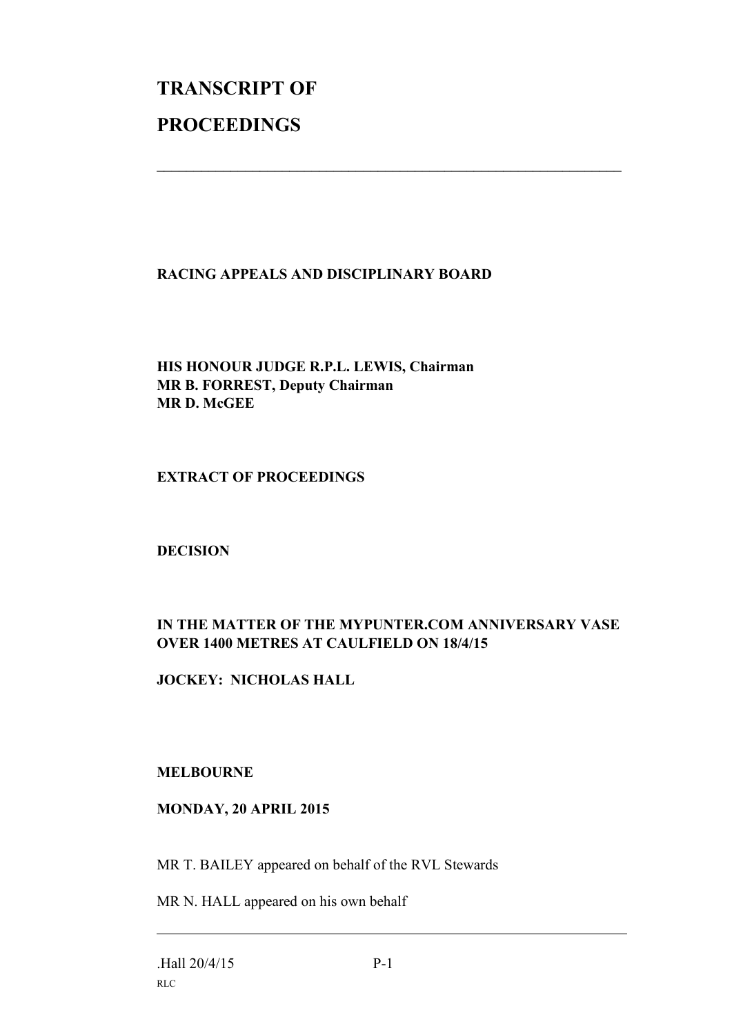# TRANSCRIPT OF

# PROCEEDINGS

---

**RACING APPEALS AND DISCIPLINARY BOARD**

**HIS HONOUR JUDGE R.P.L. LEWIS, Chairman**
**MR B. FORREST, Deputy Chairman**
**MR D. McGEE**

**EXTRACT OF PROCEEDINGS**

**DECISION**

**IN THE MATTER OF THE MYPUNTER.COM ANNIVERSARY VASE OVER 1400 METRES AT CAULFIELD ON 18/4/15**

**JOCKEY: NICHOLAS HALL**

**MELBOURNE**

**MONDAY, 20 APRIL 2015**

MR T. BAILEY appeared on behalf of the RVL Stewards

MR N. HALL appeared on his own behalf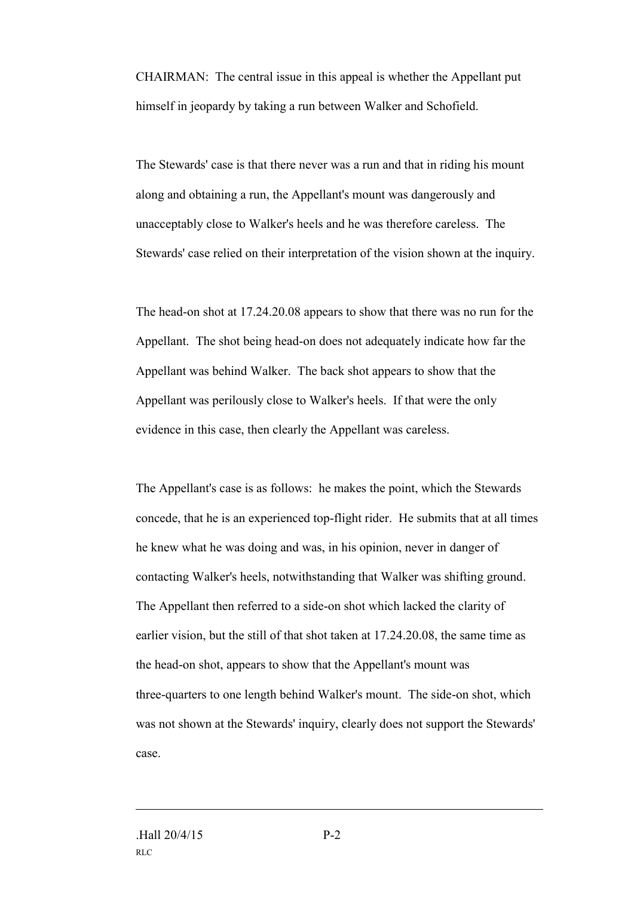CHAIRMAN: The central issue in this appeal is whether the Appellant put himself in jeopardy by taking a run between Walker and Schofield.

The Stewards' case is that there never was a run and that in riding his mount along and obtaining a run, the Appellant's mount was dangerously and unacceptably close to Walker's heels and he was therefore careless. The Stewards' case relied on their interpretation of the vision shown at the inquiry.

The head-on shot at 17.24.20.08 appears to show that there was no run for the Appellant. The shot being head-on does not adequately indicate how far the Appellant was behind Walker. The back shot appears to show that the Appellant was perilously close to Walker's heels. If that were the only evidence in this case, then clearly the Appellant was careless.

The Appellant's case is as follows: he makes the point, which the Stewards concede, that he is an experienced top-flight rider. He submits that at all times he knew what he was doing and was, in his opinion, never in danger of contacting Walker's heels, notwithstanding that Walker was shifting ground. The Appellant then referred to a side-on shot which lacked the clarity of earlier vision, but the still of that shot taken at 17.24.20.08, the same time as the head-on shot, appears to show that the Appellant's mount was three-quarters to one length behind Walker's mount. The side-on shot, which was not shown at the Stewards' inquiry, clearly does not support the Stewards' case.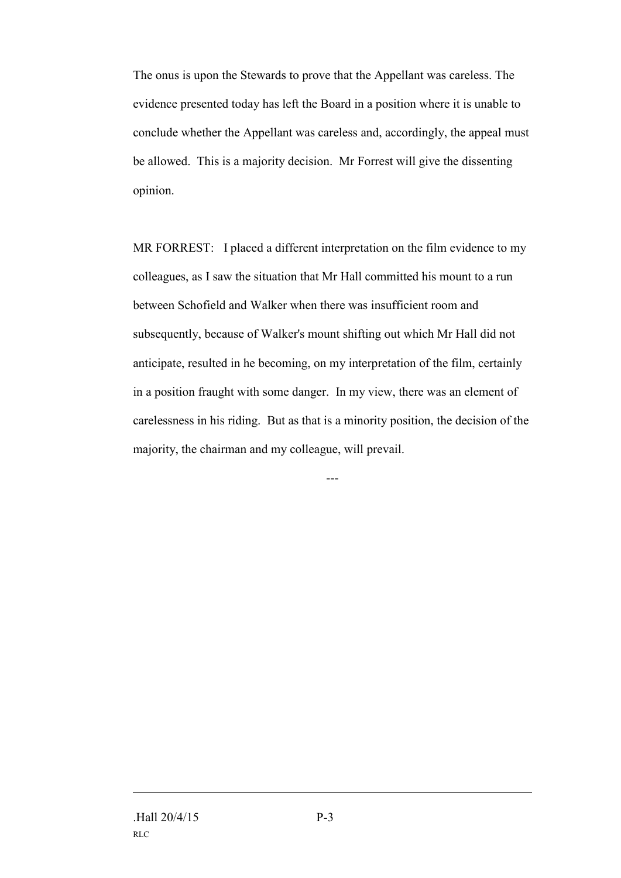The onus is upon the Stewards to prove that the Appellant was careless. The evidence presented today has left the Board in a position where it is unable to conclude whether the Appellant was careless and, accordingly, the appeal must be allowed. This is a majority decision. Mr Forrest will give the dissenting opinion.

MR FORREST: I placed a different interpretation on the film evidence to my colleagues, as I saw the situation that Mr Hall committed his mount to a run between Schofield and Walker when there was insufficient room and subsequently, because of Walker's mount shifting out which Mr Hall did not anticipate, resulted in he becoming, on my interpretation of the film, certainly in a position fraught with some danger. In my view, there was an element of carelessness in his riding. But as that is a minority position, the decision of the majority, the chairman and my colleague, will prevail.

---